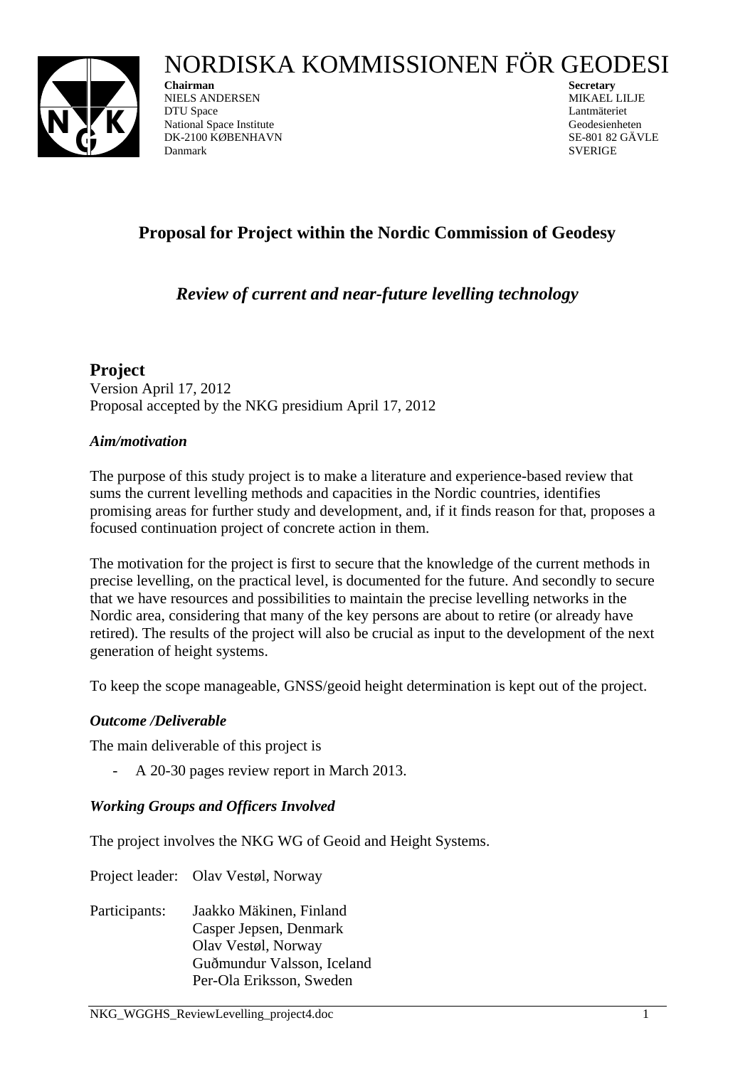# NORDISKA KOMMISSIONEN FÖR GEODESI

**Chairman**
NIELS ANDERSEN
DTU Space
National Space Institute
DK-2100 KØBENHAVN
Danmark

**Secretary**
MIKAEL LILJE
Lantmäteriet
Geodesienheten
SE-801 82 GÄVLE
SVERIGE

## Proposal for Project within the Nordic Commission of Geodesy

### *Review of current and near-future levelling technology*

## Project

Version April 17, 2012
Proposal accepted by the NKG presidium April 17, 2012

### *Aim/motivation*

The purpose of this study project is to make a literature and experience-based review that sums the current levelling methods and capacities in the Nordic countries, identifies promising areas for further study and development, and, if it finds reason for that, proposes a focused continuation project of concrete action in them.

The motivation for the project is first to secure that the knowledge of the current methods in precise levelling, on the practical level, is documented for the future. And secondly to secure that we have resources and possibilities to maintain the precise levelling networks in the Nordic area, considering that many of the key persons are about to retire (or already have retired). The results of the project will also be crucial as input to the development of the next generation of height systems.

To keep the scope manageable, GNSS/geoid height determination is kept out of the project.

### *Outcome /Deliverable*

The main deliverable of this project is

- A 20-30 pages review report in March 2013.

### *Working Groups and Officers Involved*

The project involves the NKG WG of Geoid and Height Systems.

Project leader: Olav Vestøl, Norway

Participants:
Jaakko Mäkinen, Finland
Casper Jepsen, Denmark
Olav Vestøl, Norway
Guðmundur Valsson, Iceland
Per-Ola Eriksson, Sweden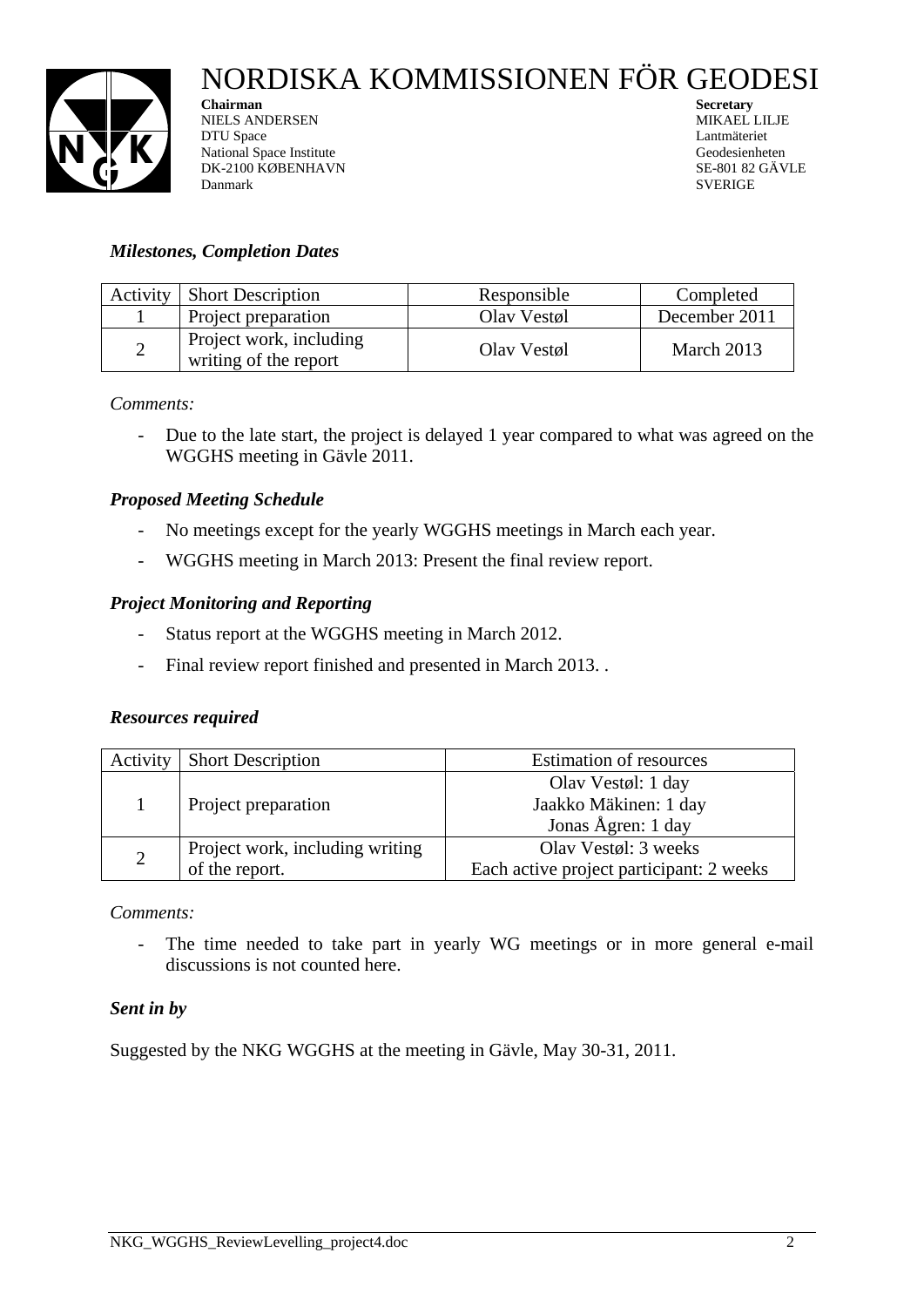# NORDISKA KOMMISSIONEN FÖR GEODESI

**Chairman**
NIELS ANDERSEN
DTU Space
National Space Institute
DK-2100 KØBENHAVN
Danmark

**Secretary**
MIKAEL LILJE
Lantmäteriet
Geodesienheten
SE-801 82 GÄVLE
SVERIGE

***Milestones, Completion Dates***

| Activity | Short Description | Responsible | Completed |
|---|---|---|---|
| 1 | Project preparation | Olav Vestøl | December 2011 |
| 2 | Project work, including writing of the report | Olav Vestøl | March 2013 |

*Comments:*

- Due to the late start, the project is delayed 1 year compared to what was agreed on the WGGHS meeting in Gävle 2011.

***Proposed Meeting Schedule***

- No meetings except for the yearly WGGHS meetings in March each year.
- WGGHS meeting in March 2013: Present the final review report.

***Project Monitoring and Reporting***

- Status report at the WGGHS meeting in March 2012.
- Final review report finished and presented in March 2013. .

***Resources required***

| Activity | Short Description | Estimation of resources |
|---|---|---|
| 1 | Project preparation | Olav Vestøl: 1 day<br>Jaakko Mäkinen: 1 day<br>Jonas Ågren: 1 day |
| 2 | Project work, including writing of the report. | Olav Vestøl: 3 weeks<br>Each active project participant: 2 weeks |

*Comments:*

- The time needed to take part in yearly WG meetings or in more general e-mail discussions is not counted here.

***Sent in by***

Suggested by the NKG WGGHS at the meeting in Gävle, May 30-31, 2011.